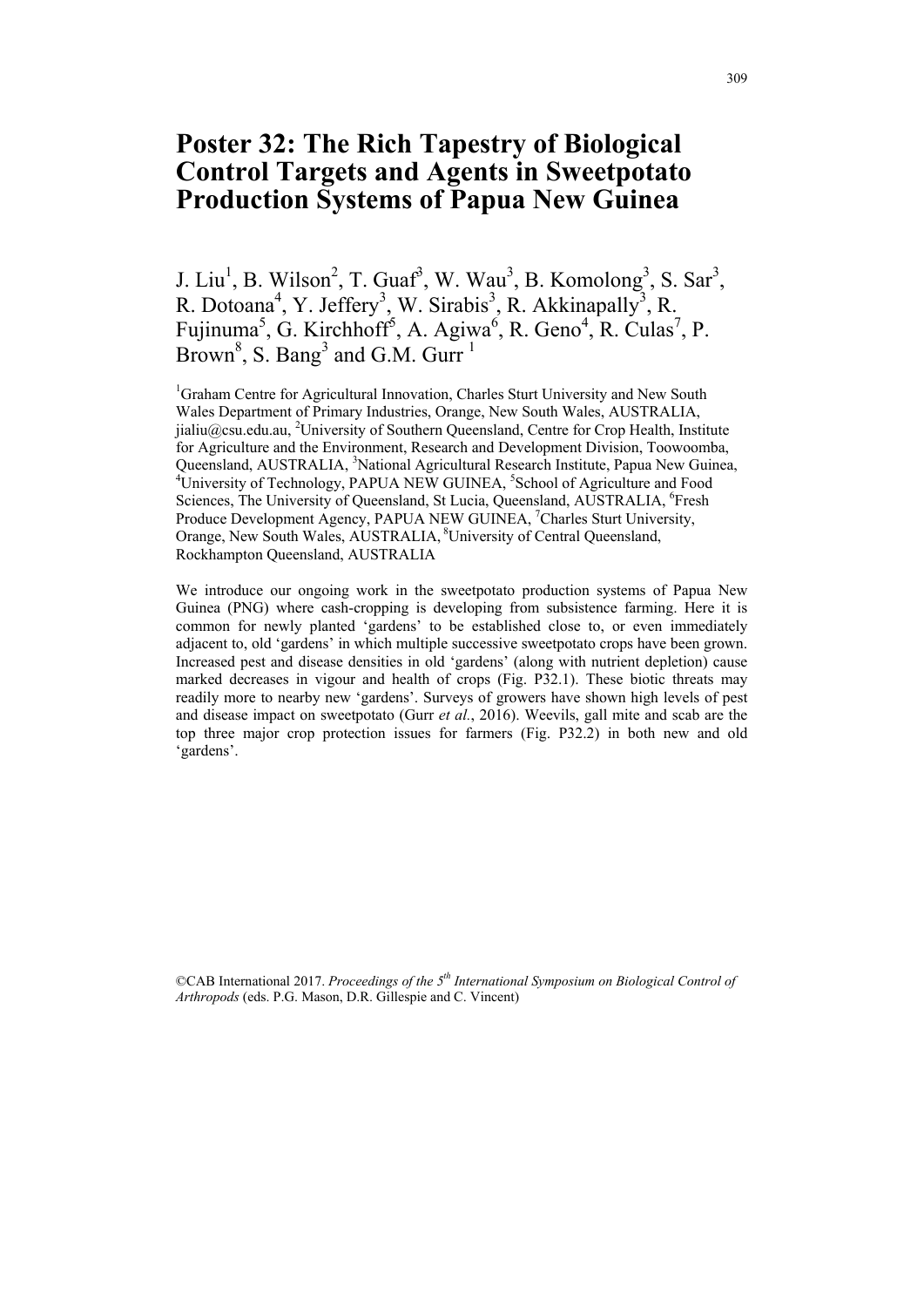# Poster 32: The Rich Tapestry of Biological Control Targets and Agents in Sweetpotato Production Systems of Papua New Guinea

J. Liu[1], B. Wilson[2], T. Guaf[3], W. Wau[3], B. Komolong[3], S. Sar[3], R. Dotoana[4], Y. Jeffery[3], W. Sirabis[3], R. Akkinapally[3], R. Fujinuma[5], G. Kirchhoff[5], A. Agiwa[6], R. Geno[4], R. Culas[7], P. Brown[8], S. Bang[3] and G.M. Gurr [1]

[1]Graham Centre for Agricultural Innovation, Charles Sturt University and New South Wales Department of Primary Industries, Orange, New South Wales, AUSTRALIA, jialiu@csu.edu.au, [2]University of Southern Queensland, Centre for Crop Health, Institute for Agriculture and the Environment, Research and Development Division, Toowoomba, Queensland, AUSTRALIA, [3]National Agricultural Research Institute, Papua New Guinea, [4]University of Technology, PAPUA NEW GUINEA, [5]School of Agriculture and Food Sciences, The University of Queensland, St Lucia, Queensland, AUSTRALIA, [6]Fresh Produce Development Agency, PAPUA NEW GUINEA, [7]Charles Sturt University, Orange, New South Wales, AUSTRALIA, [8]University of Central Queensland, Rockhampton Queensland, AUSTRALIA

We introduce our ongoing work in the sweetpotato production systems of Papua New Guinea (PNG) where cash-cropping is developing from subsistence farming. Here it is common for newly planted 'gardens' to be established close to, or even immediately adjacent to, old 'gardens' in which multiple successive sweetpotato crops have been grown. Increased pest and disease densities in old 'gardens' (along with nutrient depletion) cause marked decreases in vigour and health of crops (Fig. P32.1). These biotic threats may readily more to nearby new 'gardens'. Surveys of growers have shown high levels of pest and disease impact on sweetpotato (Gurr *et al.*, 2016). Weevils, gall mite and scab are the top three major crop protection issues for farmers (Fig. P32.2) in both new and old 'gardens'.

©CAB International 2017. *Proceedings of the 5th International Symposium on Biological Control of Arthropods* (eds. P.G. Mason, D.R. Gillespie and C. Vincent)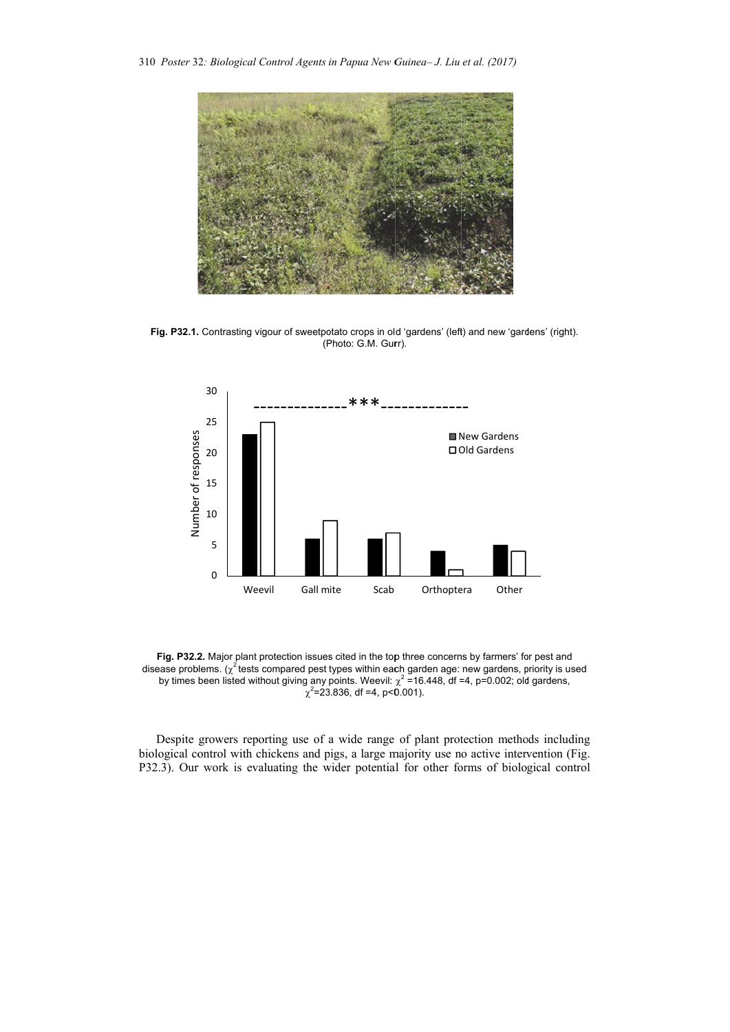Fig. P32.1. Contrasting vigour of sweetpotato crops in old 'gardens' (left) and new 'gardens' (right). (Photo: G.M. Gurr).

Fig. P32.2. Major plant protection issues cited in the top three concerns by farmers' for pest and disease problems. ($\chi^2$ tests compared pest types within each garden age: new gardens, priority is used by times been listed without giving any points. Weevil: $\chi^2$ =16.448, df =4, p=0.002; old gardens, $\chi^2$=23.836, df =4, p<0.001).

Despite growers reporting use of a wide range of plant protection methods including biological control with chickens and pigs, a large majority use no active intervention (Fig. P32.3). Our work is evaluating the wider potential for other forms of biological control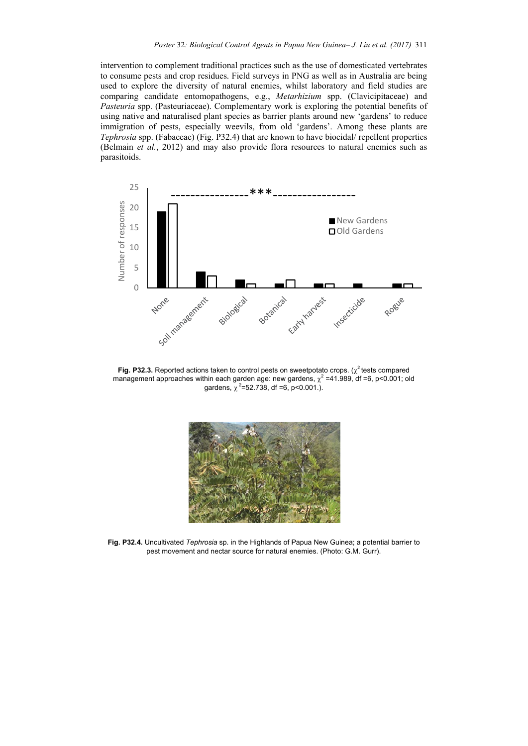intervention to complement traditional practices such as the use of domesticated vertebrates to consume pests and crop residues. Field surveys in PNG as well as in Australia are being used to explore the diversity of natural enemies, whilst laboratory and field studies are comparing candidate entomopathogens, e.g., *Metarhizium* spp. (Clavicipitaceae) and *Pasteuria* spp. (Pasteuriaceae). Complementary work is exploring the potential benefits of using native and naturalised plant species as barrier plants around new 'gardens' to reduce immigration of pests, especially weevils, from old 'gardens'. Among these plants are *Tephrosia* spp. (Fabaceae) (Fig. P32.4) that are known to have biocidal/ repellent properties (Belmain *et al.*, 2012) and may also provide flora resources to natural enemies such as parasitoids.

**Fig. P32.3.** Reported actions taken to control pests on sweetpotato crops. ($\chi^2$ tests compared management approaches within each garden age: new gardens, $\chi^2$ =41.989, df =6, p<0.001; old gardens, $\chi^2$=52.738, df =6, p<0.001.).

**Fig. P32.4.** Uncultivated *Tephrosia* sp. in the Highlands of Papua New Guinea; a potential barrier to pest movement and nectar source for natural enemies. (Photo: G.M. Gurr).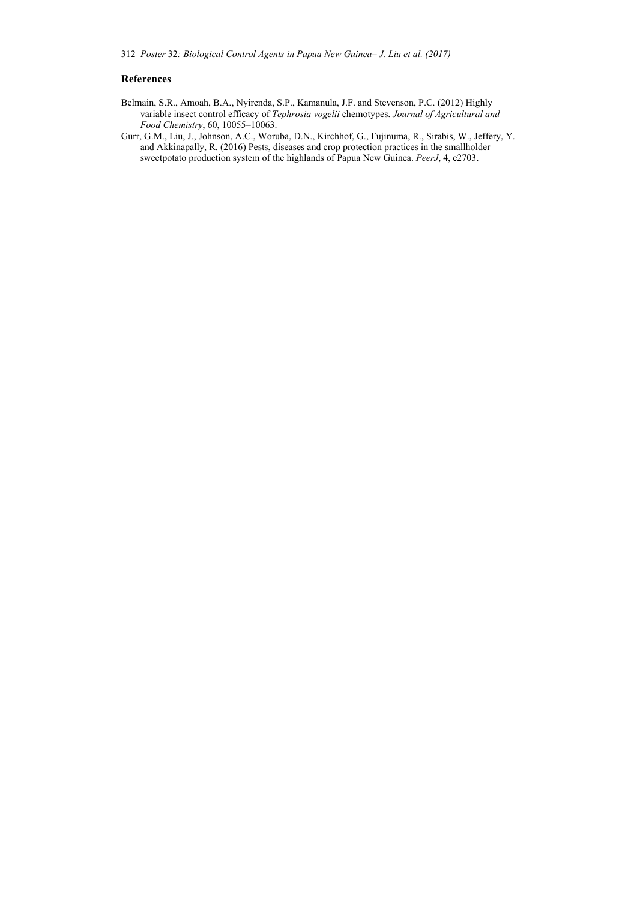## References

Belmain, S.R., Amoah, B.A., Nyirenda, S.P., Kamanula, J.F. and Stevenson, P.C. (2012) Highly variable insect control efficacy of *Tephrosia vogelii* chemotypes. *Journal of Agricultural and Food Chemistry*, 60, 10055–10063.

Gurr, G.M., Liu, J., Johnson, A.C., Woruba, D.N., Kirchhof, G., Fujinuma, R., Sirabis, W., Jeffery, Y. and Akkinapally, R. (2016) Pests, diseases and crop protection practices in the smallholder sweetpotato production system of the highlands of Papua New Guinea. *PeerJ*, 4, e2703.